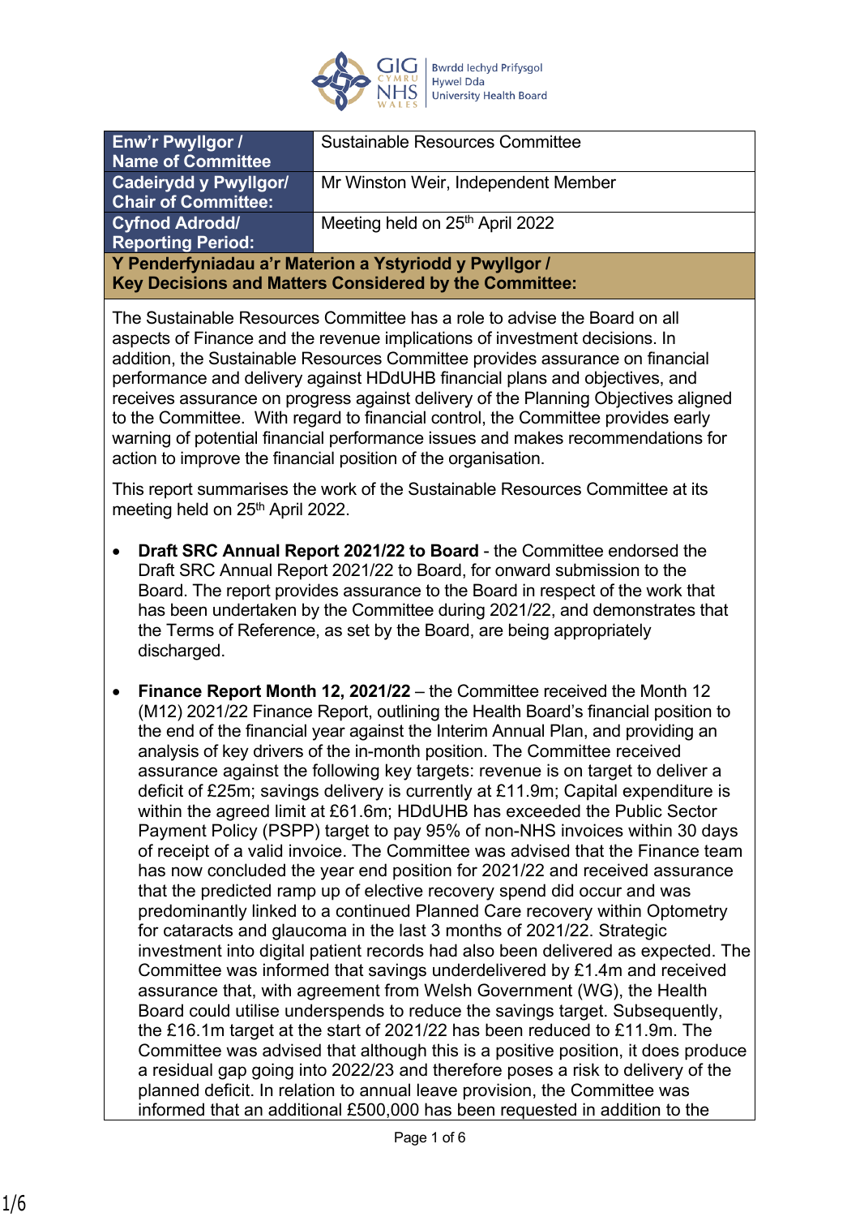| | |
|---|---|
| **Enw'r Pwyllgor / Name of Committee** | Sustainable Resources Committee |
| **Cadeirydd y Pwyllgor/ Chair of Committee:** | Mr Winston Weir, Independent Member |
| **Cyfnod Adrodd/ Reporting Period:** | Meeting held on 25th April 2022 |

**Y Penderfyniadau a'r Materion a Ystyriodd y Pwyllgor / Key Decisions and Matters Considered by the Committee:**

The Sustainable Resources Committee has a role to advise the Board on all aspects of Finance and the revenue implications of investment decisions. In addition, the Sustainable Resources Committee provides assurance on financial performance and delivery against HDdUHB financial plans and objectives, and receives assurance on progress against delivery of the Planning Objectives aligned to the Committee. With regard to financial control, the Committee provides early warning of potential financial performance issues and makes recommendations for action to improve the financial position of the organisation.

This report summarises the work of the Sustainable Resources Committee at its meeting held on 25th April 2022.

- **Draft SRC Annual Report 2021/22 to Board** - the Committee endorsed the Draft SRC Annual Report 2021/22 to Board, for onward submission to the Board. The report provides assurance to the Board in respect of the work that has been undertaken by the Committee during 2021/22, and demonstrates that the Terms of Reference, as set by the Board, are being appropriately discharged.

- **Finance Report Month 12, 2021/22** – the Committee received the Month 12 (M12) 2021/22 Finance Report, outlining the Health Board's financial position to the end of the financial year against the Interim Annual Plan, and providing an analysis of key drivers of the in-month position. The Committee received assurance against the following key targets: revenue is on target to deliver a deficit of £25m; savings delivery is currently at £11.9m; Capital expenditure is within the agreed limit at £61.6m; HDdUHB has exceeded the Public Sector Payment Policy (PSPP) target to pay 95% of non-NHS invoices within 30 days of receipt of a valid invoice. The Committee was advised that the Finance team has now concluded the year end position for 2021/22 and received assurance that the predicted ramp up of elective recovery spend did occur and was predominantly linked to a continued Planned Care recovery within Optometry for cataracts and glaucoma in the last 3 months of 2021/22. Strategic investment into digital patient records had also been delivered as expected. The Committee was informed that savings underdelivered by £1.4m and received assurance that, with agreement from Welsh Government (WG), the Health Board could utilise underspends to reduce the savings target. Subsequently, the £16.1m target at the start of 2021/22 has been reduced to £11.9m. The Committee was advised that although this is a positive position, it does produce a residual gap going into 2022/23 and therefore poses a risk to delivery of the planned deficit. In relation to annual leave provision, the Committee was informed that an additional £500,000 has been requested in addition to the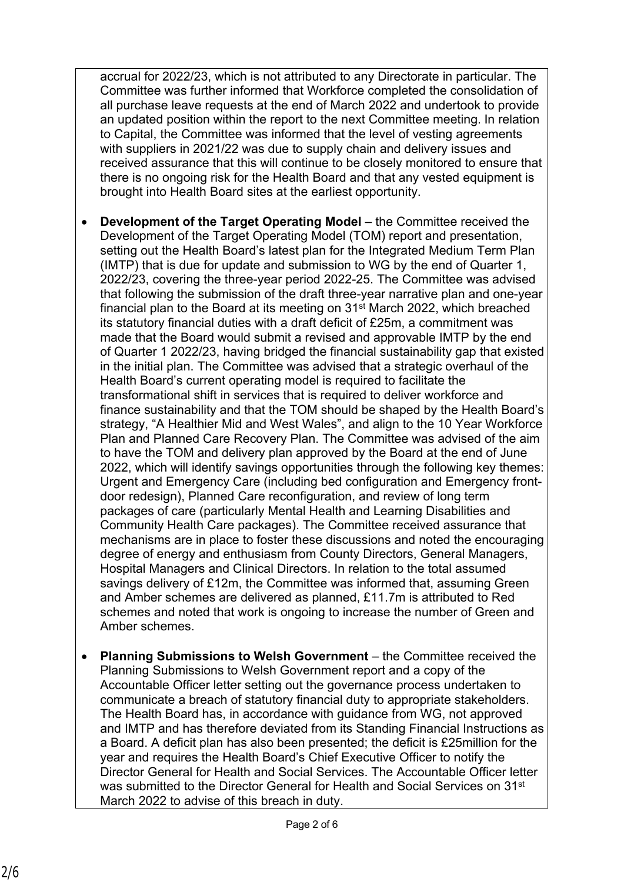accrual for 2022/23, which is not attributed to any Directorate in particular. The Committee was further informed that Workforce completed the consolidation of all purchase leave requests at the end of March 2022 and undertook to provide an updated position within the report to the next Committee meeting. In relation to Capital, the Committee was informed that the level of vesting agreements with suppliers in 2021/22 was due to supply chain and delivery issues and received assurance that this will continue to be closely monitored to ensure that there is no ongoing risk for the Health Board and that any vested equipment is brought into Health Board sites at the earliest opportunity.

- **Development of the Target Operating Model** – the Committee received the Development of the Target Operating Model (TOM) report and presentation, setting out the Health Board's latest plan for the Integrated Medium Term Plan (IMTP) that is due for update and submission to WG by the end of Quarter 1, 2022/23, covering the three-year period 2022-25. The Committee was advised that following the submission of the draft three-year narrative plan and one-year financial plan to the Board at its meeting on 31st March 2022, which breached its statutory financial duties with a draft deficit of £25m, a commitment was made that the Board would submit a revised and approvable IMTP by the end of Quarter 1 2022/23, having bridged the financial sustainability gap that existed in the initial plan. The Committee was advised that a strategic overhaul of the Health Board's current operating model is required to facilitate the transformational shift in services that is required to deliver workforce and finance sustainability and that the TOM should be shaped by the Health Board's strategy, "A Healthier Mid and West Wales", and align to the 10 Year Workforce Plan and Planned Care Recovery Plan. The Committee was advised of the aim to have the TOM and delivery plan approved by the Board at the end of June 2022, which will identify savings opportunities through the following key themes: Urgent and Emergency Care (including bed configuration and Emergency front-door redesign), Planned Care reconfiguration, and review of long term packages of care (particularly Mental Health and Learning Disabilities and Community Health Care packages). The Committee received assurance that mechanisms are in place to foster these discussions and noted the encouraging degree of energy and enthusiasm from County Directors, General Managers, Hospital Managers and Clinical Directors. In relation to the total assumed savings delivery of £12m, the Committee was informed that, assuming Green and Amber schemes are delivered as planned, £11.7m is attributed to Red schemes and noted that work is ongoing to increase the number of Green and Amber schemes.

- **Planning Submissions to Welsh Government** – the Committee received the Planning Submissions to Welsh Government report and a copy of the Accountable Officer letter setting out the governance process undertaken to communicate a breach of statutory financial duty to appropriate stakeholders. The Health Board has, in accordance with guidance from WG, not approved and IMTP and has therefore deviated from its Standing Financial Instructions as a Board. A deficit plan has also been presented; the deficit is £25million for the year and requires the Health Board's Chief Executive Officer to notify the Director General for Health and Social Services. The Accountable Officer letter was submitted to the Director General for Health and Social Services on 31st March 2022 to advise of this breach in duty.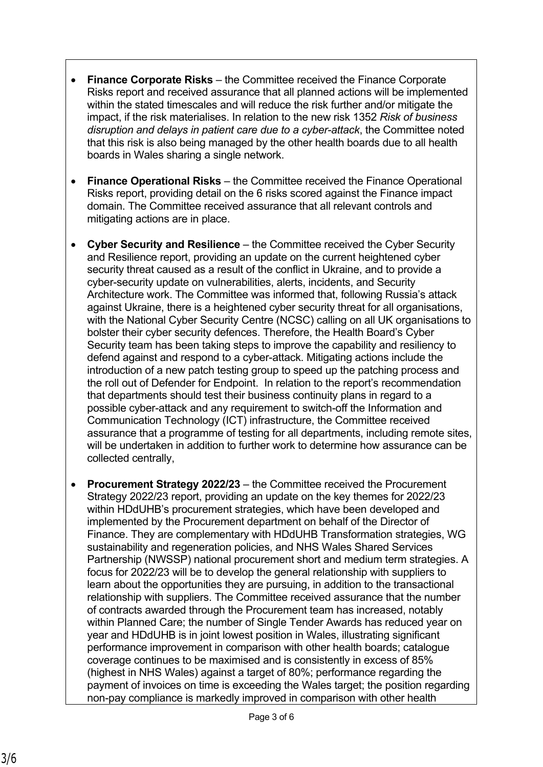- **Finance Corporate Risks** – the Committee received the Finance Corporate Risks report and received assurance that all planned actions will be implemented within the stated timescales and will reduce the risk further and/or mitigate the impact, if the risk materialises. In relation to the new risk 1352 *Risk of business disruption and delays in patient care due to a cyber-attack*, the Committee noted that this risk is also being managed by the other health boards due to all health boards in Wales sharing a single network.

- **Finance Operational Risks** – the Committee received the Finance Operational Risks report, providing detail on the 6 risks scored against the Finance impact domain. The Committee received assurance that all relevant controls and mitigating actions are in place.

- **Cyber Security and Resilience** – the Committee received the Cyber Security and Resilience report, providing an update on the current heightened cyber security threat caused as a result of the conflict in Ukraine, and to provide a cyber-security update on vulnerabilities, alerts, incidents, and Security Architecture work. The Committee was informed that, following Russia's attack against Ukraine, there is a heightened cyber security threat for all organisations, with the National Cyber Security Centre (NCSC) calling on all UK organisations to bolster their cyber security defences. Therefore, the Health Board's Cyber Security team has been taking steps to improve the capability and resiliency to defend against and respond to a cyber-attack. Mitigating actions include the introduction of a new patch testing group to speed up the patching process and the roll out of Defender for Endpoint. In relation to the report's recommendation that departments should test their business continuity plans in regard to a possible cyber-attack and any requirement to switch-off the Information and Communication Technology (ICT) infrastructure, the Committee received assurance that a programme of testing for all departments, including remote sites, will be undertaken in addition to further work to determine how assurance can be collected centrally,

- **Procurement Strategy 2022/23** – the Committee received the Procurement Strategy 2022/23 report, providing an update on the key themes for 2022/23 within HDdUHB's procurement strategies, which have been developed and implemented by the Procurement department on behalf of the Director of Finance. They are complementary with HDdUHB Transformation strategies, WG sustainability and regeneration policies, and NHS Wales Shared Services Partnership (NWSSP) national procurement short and medium term strategies. A focus for 2022/23 will be to develop the general relationship with suppliers to learn about the opportunities they are pursuing, in addition to the transactional relationship with suppliers. The Committee received assurance that the number of contracts awarded through the Procurement team has increased, notably within Planned Care; the number of Single Tender Awards has reduced year on year and HDdUHB is in joint lowest position in Wales, illustrating significant performance improvement in comparison with other health boards; catalogue coverage continues to be maximised and is consistently in excess of 85% (highest in NHS Wales) against a target of 80%; performance regarding the payment of invoices on time is exceeding the Wales target; the position regarding non-pay compliance is markedly improved in comparison with other health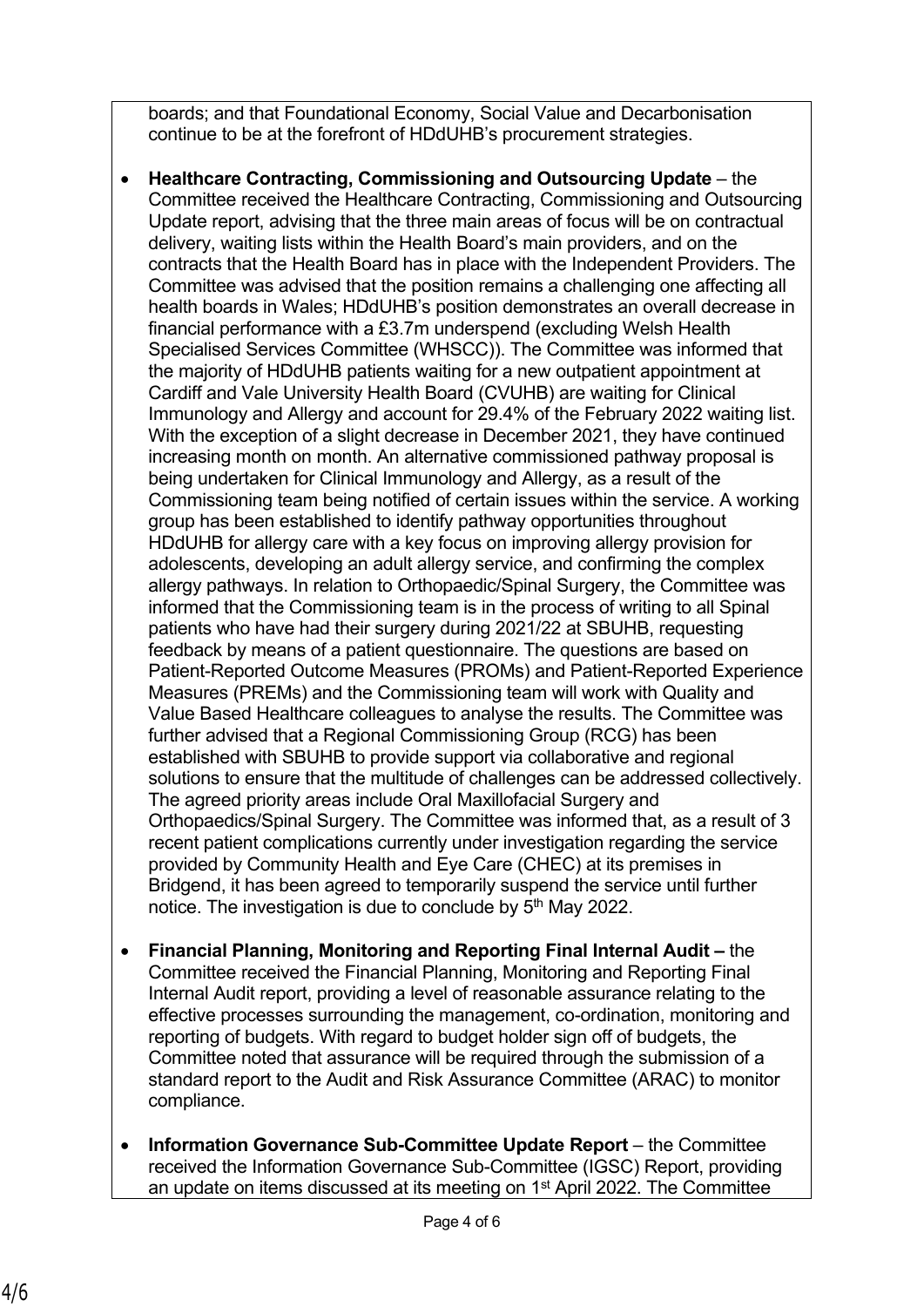boards; and that Foundational Economy, Social Value and Decarbonisation continue to be at the forefront of HDdUHB's procurement strategies.

- **Healthcare Contracting, Commissioning and Outsourcing Update** – the Committee received the Healthcare Contracting, Commissioning and Outsourcing Update report, advising that the three main areas of focus will be on contractual delivery, waiting lists within the Health Board's main providers, and on the contracts that the Health Board has in place with the Independent Providers. The Committee was advised that the position remains a challenging one affecting all health boards in Wales; HDdUHB's position demonstrates an overall decrease in financial performance with a £3.7m underspend (excluding Welsh Health Specialised Services Committee (WHSCC)). The Committee was informed that the majority of HDdUHB patients waiting for a new outpatient appointment at Cardiff and Vale University Health Board (CVUHB) are waiting for Clinical Immunology and Allergy and account for 29.4% of the February 2022 waiting list. With the exception of a slight decrease in December 2021, they have continued increasing month on month. An alternative commissioned pathway proposal is being undertaken for Clinical Immunology and Allergy, as a result of the Commissioning team being notified of certain issues within the service. A working group has been established to identify pathway opportunities throughout HDdUHB for allergy care with a key focus on improving allergy provision for adolescents, developing an adult allergy service, and confirming the complex allergy pathways. In relation to Orthopaedic/Spinal Surgery, the Committee was informed that the Commissioning team is in the process of writing to all Spinal patients who have had their surgery during 2021/22 at SBUHB, requesting feedback by means of a patient questionnaire. The questions are based on Patient-Reported Outcome Measures (PROMs) and Patient-Reported Experience Measures (PREMs) and the Commissioning team will work with Quality and Value Based Healthcare colleagues to analyse the results. The Committee was further advised that a Regional Commissioning Group (RCG) has been established with SBUHB to provide support via collaborative and regional solutions to ensure that the multitude of challenges can be addressed collectively. The agreed priority areas include Oral Maxillofacial Surgery and Orthopaedics/Spinal Surgery. The Committee was informed that, as a result of 3 recent patient complications currently under investigation regarding the service provided by Community Health and Eye Care (CHEC) at its premises in Bridgend, it has been agreed to temporarily suspend the service until further notice. The investigation is due to conclude by 5th May 2022.

- **Financial Planning, Monitoring and Reporting Final Internal Audit –** the Committee received the Financial Planning, Monitoring and Reporting Final Internal Audit report, providing a level of reasonable assurance relating to the effective processes surrounding the management, co-ordination, monitoring and reporting of budgets. With regard to budget holder sign off of budgets, the Committee noted that assurance will be required through the submission of a standard report to the Audit and Risk Assurance Committee (ARAC) to monitor compliance.

- **Information Governance Sub-Committee Update Report** – the Committee received the Information Governance Sub-Committee (IGSC) Report, providing an update on items discussed at its meeting on 1st April 2022. The Committee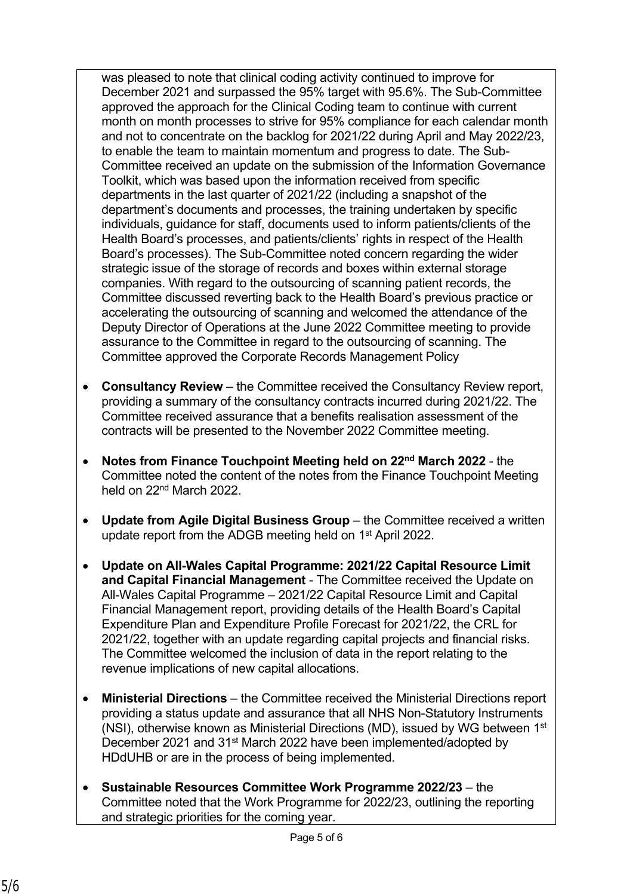was pleased to note that clinical coding activity continued to improve for December 2021 and surpassed the 95% target with 95.6%. The Sub-Committee approved the approach for the Clinical Coding team to continue with current month on month processes to strive for 95% compliance for each calendar month and not to concentrate on the backlog for 2021/22 during April and May 2022/23, to enable the team to maintain momentum and progress to date. The Sub-Committee received an update on the submission of the Information Governance Toolkit, which was based upon the information received from specific departments in the last quarter of 2021/22 (including a snapshot of the department's documents and processes, the training undertaken by specific individuals, guidance for staff, documents used to inform patients/clients of the Health Board's processes, and patients/clients' rights in respect of the Health Board's processes). The Sub-Committee noted concern regarding the wider strategic issue of the storage of records and boxes within external storage companies. With regard to the outsourcing of scanning patient records, the Committee discussed reverting back to the Health Board's previous practice or accelerating the outsourcing of scanning and welcomed the attendance of the Deputy Director of Operations at the June 2022 Committee meeting to provide assurance to the Committee in regard to the outsourcing of scanning. The Committee approved the Corporate Records Management Policy

- **Consultancy Review** – the Committee received the Consultancy Review report, providing a summary of the consultancy contracts incurred during 2021/22. The Committee received assurance that a benefits realisation assessment of the contracts will be presented to the November 2022 Committee meeting.

- **Notes from Finance Touchpoint Meeting held on 22nd March 2022** - the Committee noted the content of the notes from the Finance Touchpoint Meeting held on 22nd March 2022.

- **Update from Agile Digital Business Group** – the Committee received a written update report from the ADGB meeting held on 1st April 2022.

- **Update on All-Wales Capital Programme: 2021/22 Capital Resource Limit and Capital Financial Management** - The Committee received the Update on All-Wales Capital Programme – 2021/22 Capital Resource Limit and Capital Financial Management report, providing details of the Health Board's Capital Expenditure Plan and Expenditure Profile Forecast for 2021/22, the CRL for 2021/22, together with an update regarding capital projects and financial risks. The Committee welcomed the inclusion of data in the report relating to the revenue implications of new capital allocations.

- **Ministerial Directions** – the Committee received the Ministerial Directions report providing a status update and assurance that all NHS Non-Statutory Instruments (NSI), otherwise known as Ministerial Directions (MD), issued by WG between 1st December 2021 and 31st March 2022 have been implemented/adopted by HDdUHB or are in the process of being implemented.

- **Sustainable Resources Committee Work Programme 2022/23** – the Committee noted that the Work Programme for 2022/23, outlining the reporting and strategic priorities for the coming year.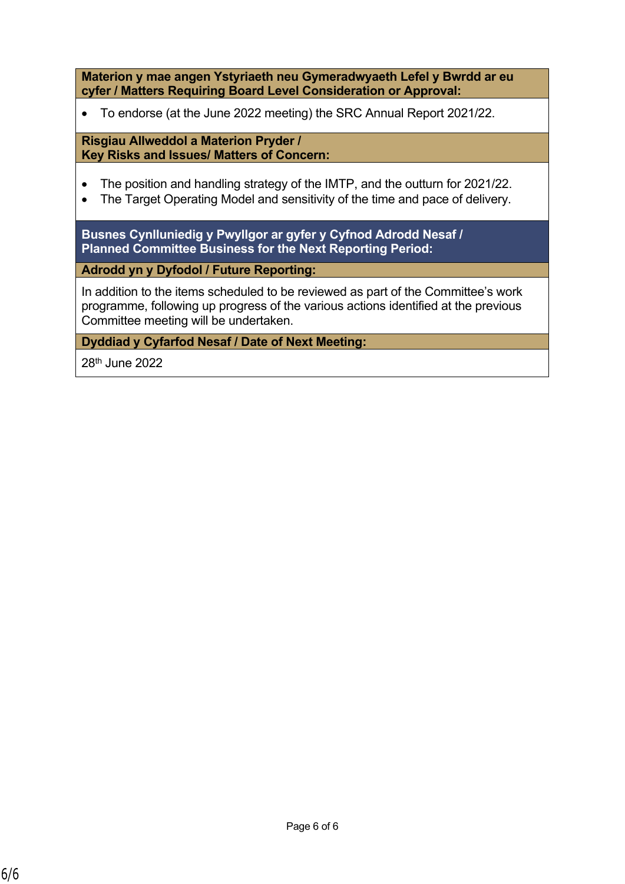**Materion y mae angen Ystyriaeth neu Gymeradwyaeth Lefel y Bwrdd ar eu cyfer / Matters Requiring Board Level Consideration or Approval:**

- To endorse (at the June 2022 meeting) the SRC Annual Report 2021/22.

**Risgiau Allweddol a Materion Pryder /**
**Key Risks and Issues/ Matters of Concern:**

- The position and handling strategy of the IMTP, and the outturn for 2021/22.
- The Target Operating Model and sensitivity of the time and pace of delivery.

## Busnes Cynlluniedig y Pwyllgor ar gyfer y Cyfnod Adrodd Nesaf / Planned Committee Business for the Next Reporting Period:

**Adrodd yn y Dyfodol / Future Reporting:**

In addition to the items scheduled to be reviewed as part of the Committee's work programme, following up progress of the various actions identified at the previous Committee meeting will be undertaken.

**Dyddiad y Cyfarfod Nesaf / Date of Next Meeting:**

28th June 2022